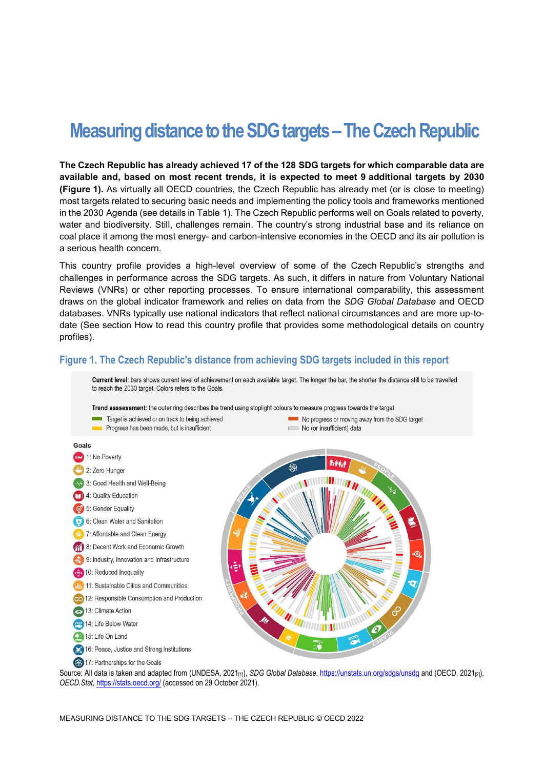# Measuring distance to the SDG targets – The Czech Republic

**The Czech Republic has already achieved 17 of the 128 SDG targets for which comparable data are available and, based on most recent trends, it is expected to meet 9 additional targets by 2030 (Figure 1).** As virtually all OECD countries, the Czech Republic has already met (or is close to meeting) most targets related to securing basic needs and implementing the policy tools and frameworks mentioned in the 2030 Agenda (see details in Table 1). The Czech Republic performs well on Goals related to poverty, water and biodiversity. Still, challenges remain. The country's strong industrial base and its reliance on coal place it among the most energy- and carbon-intensive economies in the OECD and its air pollution is a serious health concern.

This country profile provides a high-level overview of some of the Czech Republic's strengths and challenges in performance across the SDG targets. As such, it differs in nature from Voluntary National Reviews (VNRs) or other reporting processes. To ensure international comparability, this assessment draws on the global indicator framework and relies on data from the *SDG Global Database* and OECD databases. VNRs typically use national indicators that reflect national circumstances and are more up-to-date (See section How to read this country profile that provides some methodological details on country profiles).

## Figure 1. The Czech Republic's distance from achieving SDG targets included in this report

**Current level**: bars shows current level of achievement on each available target. The longer the bar, the shorter the distance still to be travelled to reach the 2030 target. Colors refers to the Goals.

**Trend asssessment**: the outer ring describes the trend using stoplight colours to measure progress towards the target

- Target is achieved or on track to being achieved
- Progress has been made, but is insufficient
- No progress or moving away from the SDG target
- No (or insufficient) data

**Goals**

1: No Poverty
2: Zero Hunger
3: Good Health and Well-Being
4: Quality Education
5: Gender Equality
6: Clean Water and Sanitation
7: Affordable and Clean Energy
8: Decent Work and Economic Growth
9: Industry, Innovation and Infrastructure
10: Reduced Inequality
11: Sustainable Cities and Communities
12: Responsible Consumption and Production
13: Climate Action
14: Life Below Water
15: Life On Land
16: Peace, Justice and Strong Institutions
17: Partnerships for the Goals

Source: All data is taken and adapted from (UNDESA, 2021[1]), *SDG Global Database*, https://unstats.un.org/sdgs/unsdg and (OECD, 2021[2]), *OECD.Stat*, https://stats.oecd.org/ (accessed on 29 October 2021).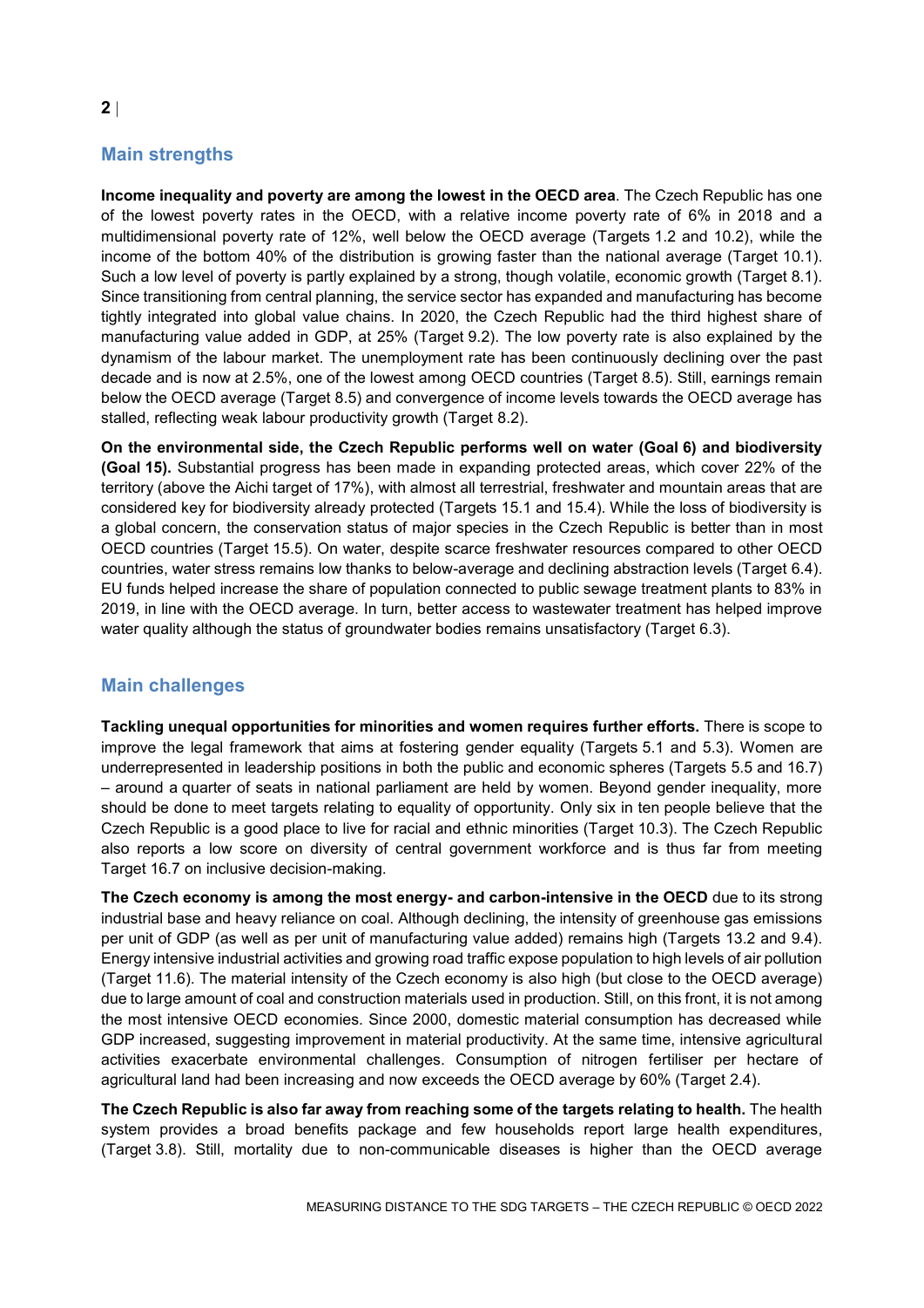## Main strengths

**Income inequality and poverty are among the lowest in the OECD area**. The Czech Republic has one of the lowest poverty rates in the OECD, with a relative income poverty rate of 6% in 2018 and a multidimensional poverty rate of 12%, well below the OECD average (Targets 1.2 and 10.2), while the income of the bottom 40% of the distribution is growing faster than the national average (Target 10.1). Such a low level of poverty is partly explained by a strong, though volatile, economic growth (Target 8.1). Since transitioning from central planning, the service sector has expanded and manufacturing has become tightly integrated into global value chains. In 2020, the Czech Republic had the third highest share of manufacturing value added in GDP, at 25% (Target 9.2). The low poverty rate is also explained by the dynamism of the labour market. The unemployment rate has been continuously declining over the past decade and is now at 2.5%, one of the lowest among OECD countries (Target 8.5). Still, earnings remain below the OECD average (Target 8.5) and convergence of income levels towards the OECD average has stalled, reflecting weak labour productivity growth (Target 8.2).

**On the environmental side, the Czech Republic performs well on water (Goal 6) and biodiversity (Goal 15).** Substantial progress has been made in expanding protected areas, which cover 22% of the territory (above the Aichi target of 17%), with almost all terrestrial, freshwater and mountain areas that are considered key for biodiversity already protected (Targets 15.1 and 15.4). While the loss of biodiversity is a global concern, the conservation status of major species in the Czech Republic is better than in most OECD countries (Target 15.5). On water, despite scarce freshwater resources compared to other OECD countries, water stress remains low thanks to below-average and declining abstraction levels (Target 6.4). EU funds helped increase the share of population connected to public sewage treatment plants to 83% in 2019, in line with the OECD average. In turn, better access to wastewater treatment has helped improve water quality although the status of groundwater bodies remains unsatisfactory (Target 6.3).

## Main challenges

**Tackling unequal opportunities for minorities and women requires further efforts.** There is scope to improve the legal framework that aims at fostering gender equality (Targets 5.1 and 5.3). Women are underrepresented in leadership positions in both the public and economic spheres (Targets 5.5 and 16.7) – around a quarter of seats in national parliament are held by women. Beyond gender inequality, more should be done to meet targets relating to equality of opportunity. Only six in ten people believe that the Czech Republic is a good place to live for racial and ethnic minorities (Target 10.3). The Czech Republic also reports a low score on diversity of central government workforce and is thus far from meeting Target 16.7 on inclusive decision-making.

**The Czech economy is among the most energy- and carbon-intensive in the OECD** due to its strong industrial base and heavy reliance on coal. Although declining, the intensity of greenhouse gas emissions per unit of GDP (as well as per unit of manufacturing value added) remains high (Targets 13.2 and 9.4). Energy intensive industrial activities and growing road traffic expose population to high levels of air pollution (Target 11.6). The material intensity of the Czech economy is also high (but close to the OECD average) due to large amount of coal and construction materials used in production. Still, on this front, it is not among the most intensive OECD economies. Since 2000, domestic material consumption has decreased while GDP increased, suggesting improvement in material productivity. At the same time, intensive agricultural activities exacerbate environmental challenges. Consumption of nitrogen fertiliser per hectare of agricultural land had been increasing and now exceeds the OECD average by 60% (Target 2.4).

**The Czech Republic is also far away from reaching some of the targets relating to health.** The health system provides a broad benefits package and few households report large health expenditures, (Target 3.8). Still, mortality due to non-communicable diseases is higher than the OECD average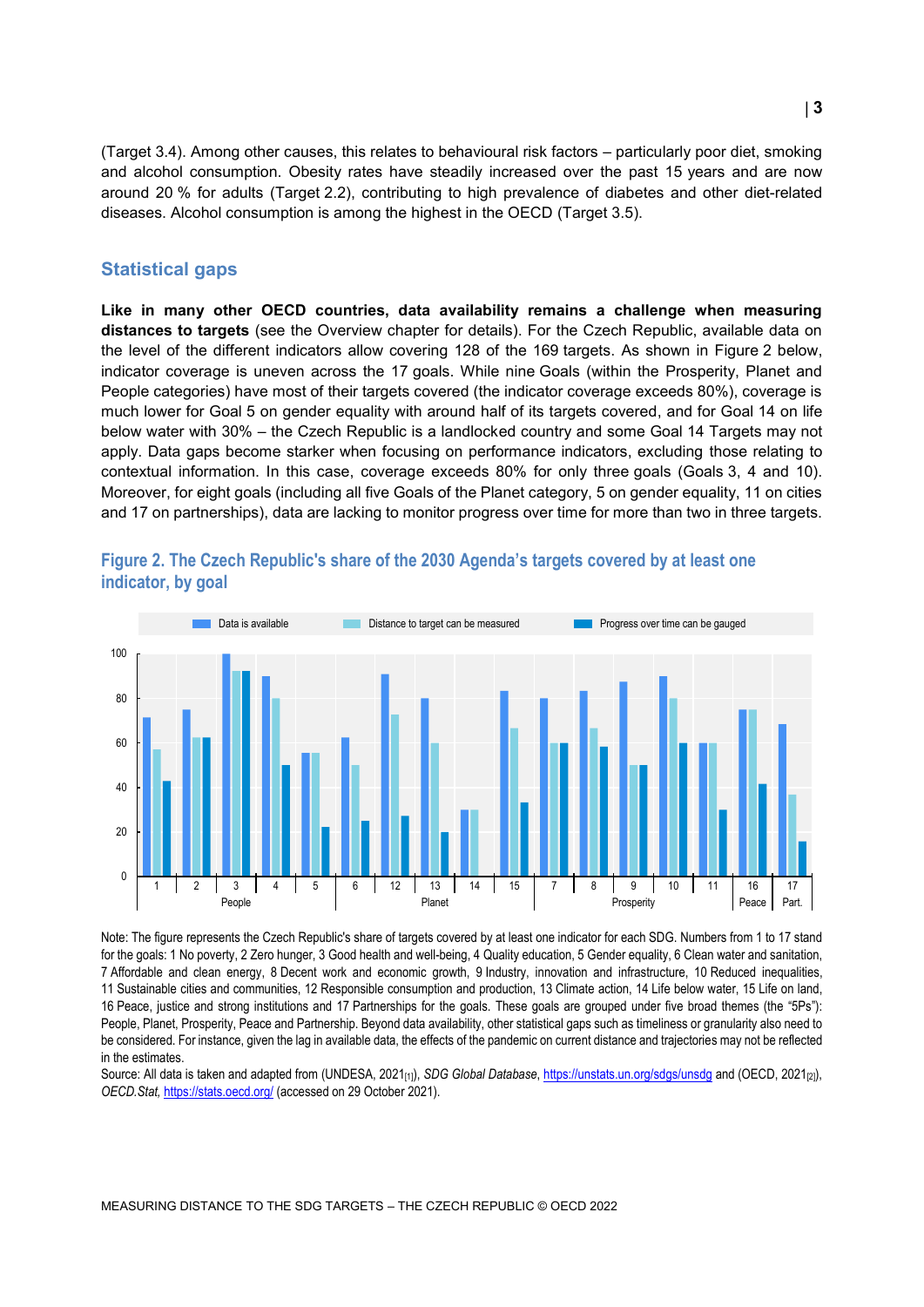(Target 3.4). Among other causes, this relates to behavioural risk factors – particularly poor diet, smoking and alcohol consumption. Obesity rates have steadily increased over the past 15 years and are now around 20 % for adults (Target 2.2), contributing to high prevalence of diabetes and other diet-related diseases. Alcohol consumption is among the highest in the OECD (Target 3.5).

## Statistical gaps

**Like in many other OECD countries, data availability remains a challenge when measuring distances to targets** (see the Overview chapter for details). For the Czech Republic, available data on the level of the different indicators allow covering 128 of the 169 targets. As shown in Figure 2 below, indicator coverage is uneven across the 17 goals. While nine Goals (within the Prosperity, Planet and People categories) have most of their targets covered (the indicator coverage exceeds 80%), coverage is much lower for Goal 5 on gender equality with around half of its targets covered, and for Goal 14 on life below water with 30% – the Czech Republic is a landlocked country and some Goal 14 Targets may not apply. Data gaps become starker when focusing on performance indicators, excluding those relating to contextual information. In this case, coverage exceeds 80% for only three goals (Goals 3, 4 and 10). Moreover, for eight goals (including all five Goals of the Planet category, 5 on gender equality, 11 on cities and 17 on partnerships), data are lacking to monitor progress over time for more than two in three targets.

### Figure 2. The Czech Republic's share of the 2030 Agenda's targets covered by at least one indicator, by goal

Note: The figure represents the Czech Republic's share of targets covered by at least one indicator for each SDG. Numbers from 1 to 17 stand for the goals: 1 No poverty, 2 Zero hunger, 3 Good health and well-being, 4 Quality education, 5 Gender equality, 6 Clean water and sanitation, 7 Affordable and clean energy, 8 Decent work and economic growth, 9 Industry, innovation and infrastructure, 10 Reduced inequalities, 11 Sustainable cities and communities, 12 Responsible consumption and production, 13 Climate action, 14 Life below water, 15 Life on land, 16 Peace, justice and strong institutions and 17 Partnerships for the goals. These goals are grouped under five broad themes (the "5Ps"): People, Planet, Prosperity, Peace and Partnership. Beyond data availability, other statistical gaps such as timeliness or granularity also need to be considered. For instance, given the lag in available data, the effects of the pandemic on current distance and trajectories may not be reflected in the estimates.

Source: All data is taken and adapted from (UNDESA, 2021[1]), *SDG Global Database*, https://unstats.un.org/sdgs/unsdg and (OECD, 2021[2]), *OECD.Stat*, https://stats.oecd.org/ (accessed on 29 October 2021).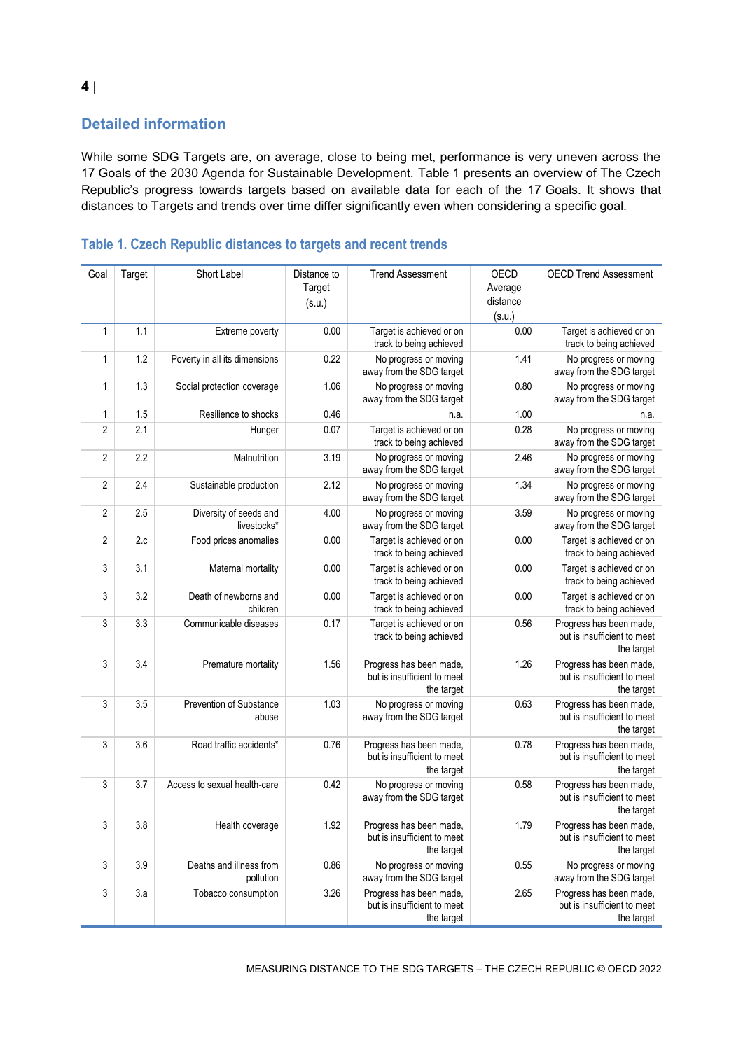## Detailed information

While some SDG Targets are, on average, close to being met, performance is very uneven across the 17 Goals of the 2030 Agenda for Sustainable Development. Table 1 presents an overview of The Czech Republic's progress towards targets based on available data for each of the 17 Goals. It shows that distances to Targets and trends over time differ significantly even when considering a specific goal.

### Table 1. Czech Republic distances to targets and recent trends

| Goal | Target | Short Label | Distance to Target (s.u.) | Trend Assessment | OECD Average distance (s.u.) | OECD Trend Assessment |
|---|---|---|---|---|---|---|
| 1 | 1.1 | Extreme poverty | 0.00 | Target is achieved or on track to being achieved | 0.00 | Target is achieved or on track to being achieved |
| 1 | 1.2 | Poverty in all its dimensions | 0.22 | No progress or moving away from the SDG target | 1.41 | No progress or moving away from the SDG target |
| 1 | 1.3 | Social protection coverage | 1.06 | No progress or moving away from the SDG target | 0.80 | No progress or moving away from the SDG target |
| 1 | 1.5 | Resilience to shocks | 0.46 | n.a. | 1.00 | n.a. |
| 2 | 2.1 | Hunger | 0.07 | Target is achieved or on track to being achieved | 0.28 | No progress or moving away from the SDG target |
| 2 | 2.2 | Malnutrition | 3.19 | No progress or moving away from the SDG target | 2.46 | No progress or moving away from the SDG target |
| 2 | 2.4 | Sustainable production | 2.12 | No progress or moving away from the SDG target | 1.34 | No progress or moving away from the SDG target |
| 2 | 2.5 | Diversity of seeds and livestocks* | 4.00 | No progress or moving away from the SDG target | 3.59 | No progress or moving away from the SDG target |
| 2 | 2.c | Food prices anomalies | 0.00 | Target is achieved or on track to being achieved | 0.00 | Target is achieved or on track to being achieved |
| 3 | 3.1 | Maternal mortality | 0.00 | Target is achieved or on track to being achieved | 0.00 | Target is achieved or on track to being achieved |
| 3 | 3.2 | Death of newborns and children | 0.00 | Target is achieved or on track to being achieved | 0.00 | Target is achieved or on track to being achieved |
| 3 | 3.3 | Communicable diseases | 0.17 | Target is achieved or on track to being achieved | 0.56 | Progress has been made, but is insufficient to meet the target |
| 3 | 3.4 | Premature mortality | 1.56 | Progress has been made, but is insufficient to meet the target | 1.26 | Progress has been made, but is insufficient to meet the target |
| 3 | 3.5 | Prevention of Substance abuse | 1.03 | No progress or moving away from the SDG target | 0.63 | Progress has been made, but is insufficient to meet the target |
| 3 | 3.6 | Road traffic accidents* | 0.76 | Progress has been made, but is insufficient to meet the target | 0.78 | Progress has been made, but is insufficient to meet the target |
| 3 | 3.7 | Access to sexual health-care | 0.42 | No progress or moving away from the SDG target | 0.58 | Progress has been made, but is insufficient to meet the target |
| 3 | 3.8 | Health coverage | 1.92 | Progress has been made, but is insufficient to meet the target | 1.79 | Progress has been made, but is insufficient to meet the target |
| 3 | 3.9 | Deaths and illness from pollution | 0.86 | No progress or moving away from the SDG target | 0.55 | No progress or moving away from the SDG target |
| 3 | 3.a | Tobacco consumption | 3.26 | Progress has been made, but is insufficient to meet the target | 2.65 | Progress has been made, but is insufficient to meet the target |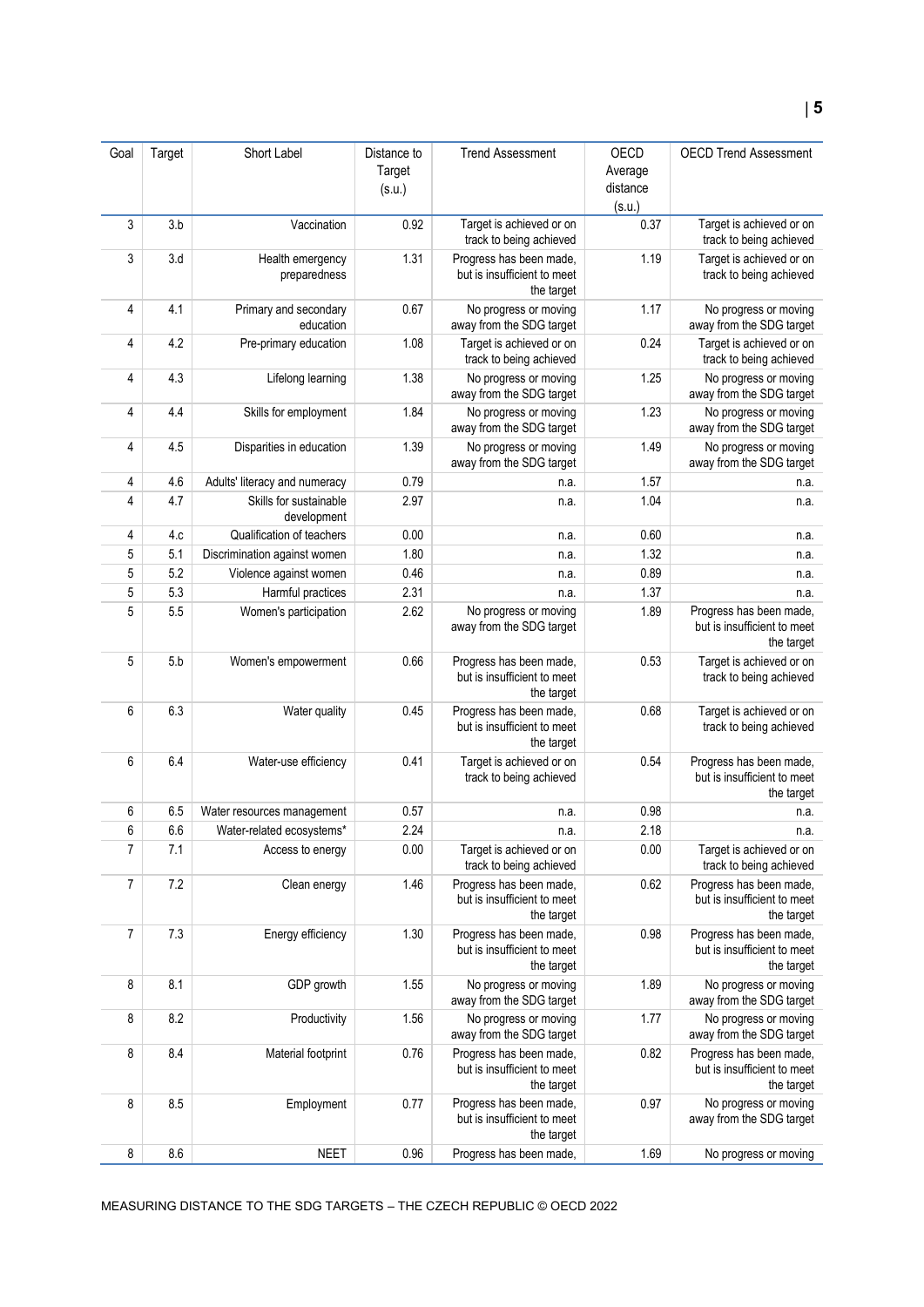| Goal | Target | Short Label | Distance to Target (s.u.) | Trend Assessment | OECD Average distance (s.u.) | OECD Trend Assessment |
|---|---|---|---|---|---|---|
| 3 | 3.b | Vaccination | 0.92 | Target is achieved or on track to being achieved | 0.37 | Target is achieved or on track to being achieved |
| 3 | 3.d | Health emergency preparedness | 1.31 | Progress has been made, but is insufficient to meet the target | 1.19 | Target is achieved or on track to being achieved |
| 4 | 4.1 | Primary and secondary education | 0.67 | No progress or moving away from the SDG target | 1.17 | No progress or moving away from the SDG target |
| 4 | 4.2 | Pre-primary education | 1.08 | Target is achieved or on track to being achieved | 0.24 | Target is achieved or on track to being achieved |
| 4 | 4.3 | Lifelong learning | 1.38 | No progress or moving away from the SDG target | 1.25 | No progress or moving away from the SDG target |
| 4 | 4.4 | Skills for employment | 1.84 | No progress or moving away from the SDG target | 1.23 | No progress or moving away from the SDG target |
| 4 | 4.5 | Disparities in education | 1.39 | No progress or moving away from the SDG target | 1.49 | No progress or moving away from the SDG target |
| 4 | 4.6 | Adults' literacy and numeracy | 0.79 | n.a. | 1.57 | n.a. |
| 4 | 4.7 | Skills for sustainable development | 2.97 | n.a. | 1.04 | n.a. |
| 4 | 4.c | Qualification of teachers | 0.00 | n.a. | 0.60 | n.a. |
| 5 | 5.1 | Discrimination against women | 1.80 | n.a. | 1.32 | n.a. |
| 5 | 5.2 | Violence against women | 0.46 | n.a. | 0.89 | n.a. |
| 5 | 5.3 | Harmful practices | 2.31 | n.a. | 1.37 | n.a. |
| 5 | 5.5 | Women's participation | 2.62 | No progress or moving away from the SDG target | 1.89 | Progress has been made, but is insufficient to meet the target |
| 5 | 5.b | Women's empowerment | 0.66 | Progress has been made, but is insufficient to meet the target | 0.53 | Target is achieved or on track to being achieved |
| 6 | 6.3 | Water quality | 0.45 | Progress has been made, but is insufficient to meet the target | 0.68 | Target is achieved or on track to being achieved |
| 6 | 6.4 | Water-use efficiency | 0.41 | Target is achieved or on track to being achieved | 0.54 | Progress has been made, but is insufficient to meet the target |
| 6 | 6.5 | Water resources management | 0.57 | n.a. | 0.98 | n.a. |
| 6 | 6.6 | Water-related ecosystems* | 2.24 | n.a. | 2.18 | n.a. |
| 7 | 7.1 | Access to energy | 0.00 | Target is achieved or on track to being achieved | 0.00 | Target is achieved or on track to being achieved |
| 7 | 7.2 | Clean energy | 1.46 | Progress has been made, but is insufficient to meet the target | 0.62 | Progress has been made, but is insufficient to meet the target |
| 7 | 7.3 | Energy efficiency | 1.30 | Progress has been made, but is insufficient to meet the target | 0.98 | Progress has been made, but is insufficient to meet the target |
| 8 | 8.1 | GDP growth | 1.55 | No progress or moving away from the SDG target | 1.89 | No progress or moving away from the SDG target |
| 8 | 8.2 | Productivity | 1.56 | No progress or moving away from the SDG target | 1.77 | No progress or moving away from the SDG target |
| 8 | 8.4 | Material footprint | 0.76 | Progress has been made, but is insufficient to meet the target | 0.82 | Progress has been made, but is insufficient to meet the target |
| 8 | 8.5 | Employment | 0.77 | Progress has been made, but is insufficient to meet the target | 0.97 | No progress or moving away from the SDG target |
| 8 | 8.6 | NEET | 0.96 | Progress has been made, | 1.69 | No progress or moving |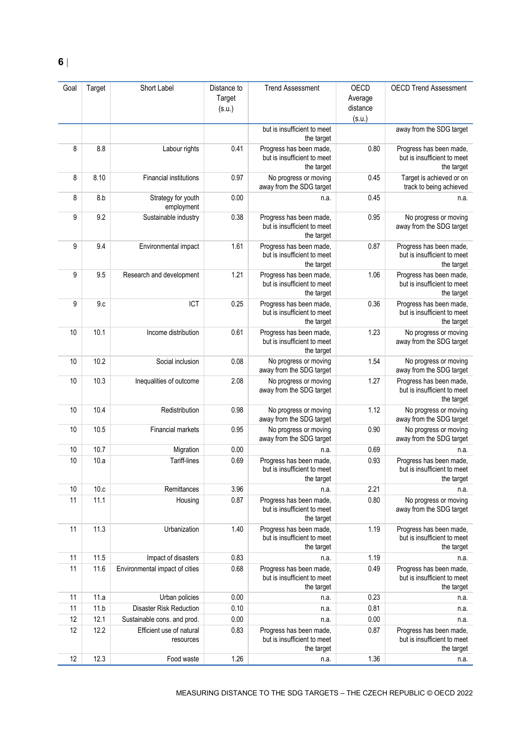| Goal | Target | Short Label | Distance to Target (s.u.) | Trend Assessment | OECD Average distance (s.u.) | OECD Trend Assessment |
|---|---|---|---|---|---|---|
| | | | | but is insufficient to meet the target | | away from the SDG target |
| 8 | 8.8 | Labour rights | 0.41 | Progress has been made, but is insufficient to meet the target | 0.80 | Progress has been made, but is insufficient to meet the target |
| 8 | 8.10 | Financial institutions | 0.97 | No progress or moving away from the SDG target | 0.45 | Target is achieved or on track to being achieved |
| 8 | 8.b | Strategy for youth employment | 0.00 | n.a. | 0.45 | n.a. |
| 9 | 9.2 | Sustainable industry | 0.38 | Progress has been made, but is insufficient to meet the target | 0.95 | No progress or moving away from the SDG target |
| 9 | 9.4 | Environmental impact | 1.61 | Progress has been made, but is insufficient to meet the target | 0.87 | Progress has been made, but is insufficient to meet the target |
| 9 | 9.5 | Research and development | 1.21 | Progress has been made, but is insufficient to meet the target | 1.06 | Progress has been made, but is insufficient to meet the target |
| 9 | 9.c | ICT | 0.25 | Progress has been made, but is insufficient to meet the target | 0.36 | Progress has been made, but is insufficient to meet the target |
| 10 | 10.1 | Income distribution | 0.61 | Progress has been made, but is insufficient to meet the target | 1.23 | No progress or moving away from the SDG target |
| 10 | 10.2 | Social inclusion | 0.08 | No progress or moving away from the SDG target | 1.54 | No progress or moving away from the SDG target |
| 10 | 10.3 | Inequalities of outcome | 2.08 | No progress or moving away from the SDG target | 1.27 | Progress has been made, but is insufficient to meet the target |
| 10 | 10.4 | Redistribution | 0.98 | No progress or moving away from the SDG target | 1.12 | No progress or moving away from the SDG target |
| 10 | 10.5 | Financial markets | 0.95 | No progress or moving away from the SDG target | 0.90 | No progress or moving away from the SDG target |
| 10 | 10.7 | Migration | 0.00 | n.a. | 0.69 | n.a. |
| 10 | 10.a | Tariff-lines | 0.69 | Progress has been made, but is insufficient to meet the target | 0.93 | Progress has been made, but is insufficient to meet the target |
| 10 | 10.c | Remittances | 3.96 | n.a. | 2.21 | n.a. |
| 11 | 11.1 | Housing | 0.87 | Progress has been made, but is insufficient to meet the target | 0.80 | No progress or moving away from the SDG target |
| 11 | 11.3 | Urbanization | 1.40 | Progress has been made, but is insufficient to meet the target | 1.19 | Progress has been made, but is insufficient to meet the target |
| 11 | 11.5 | Impact of disasters | 0.83 | n.a. | 1.19 | n.a. |
| 11 | 11.6 | Environmental impact of cities | 0.68 | Progress has been made, but is insufficient to meet the target | 0.49 | Progress has been made, but is insufficient to meet the target |
| 11 | 11.a | Urban policies | 0.00 | n.a. | 0.23 | n.a. |
| 11 | 11.b | Disaster Risk Reduction | 0.10 | n.a. | 0.81 | n.a. |
| 12 | 12.1 | Sustainable cons. and prod. | 0.00 | n.a. | 0.00 | n.a. |
| 12 | 12.2 | Efficient use of natural resources | 0.83 | Progress has been made, but is insufficient to meet the target | 0.87 | Progress has been made, but is insufficient to meet the target |
| 12 | 12.3 | Food waste | 1.26 | n.a. | 1.36 | n.a. |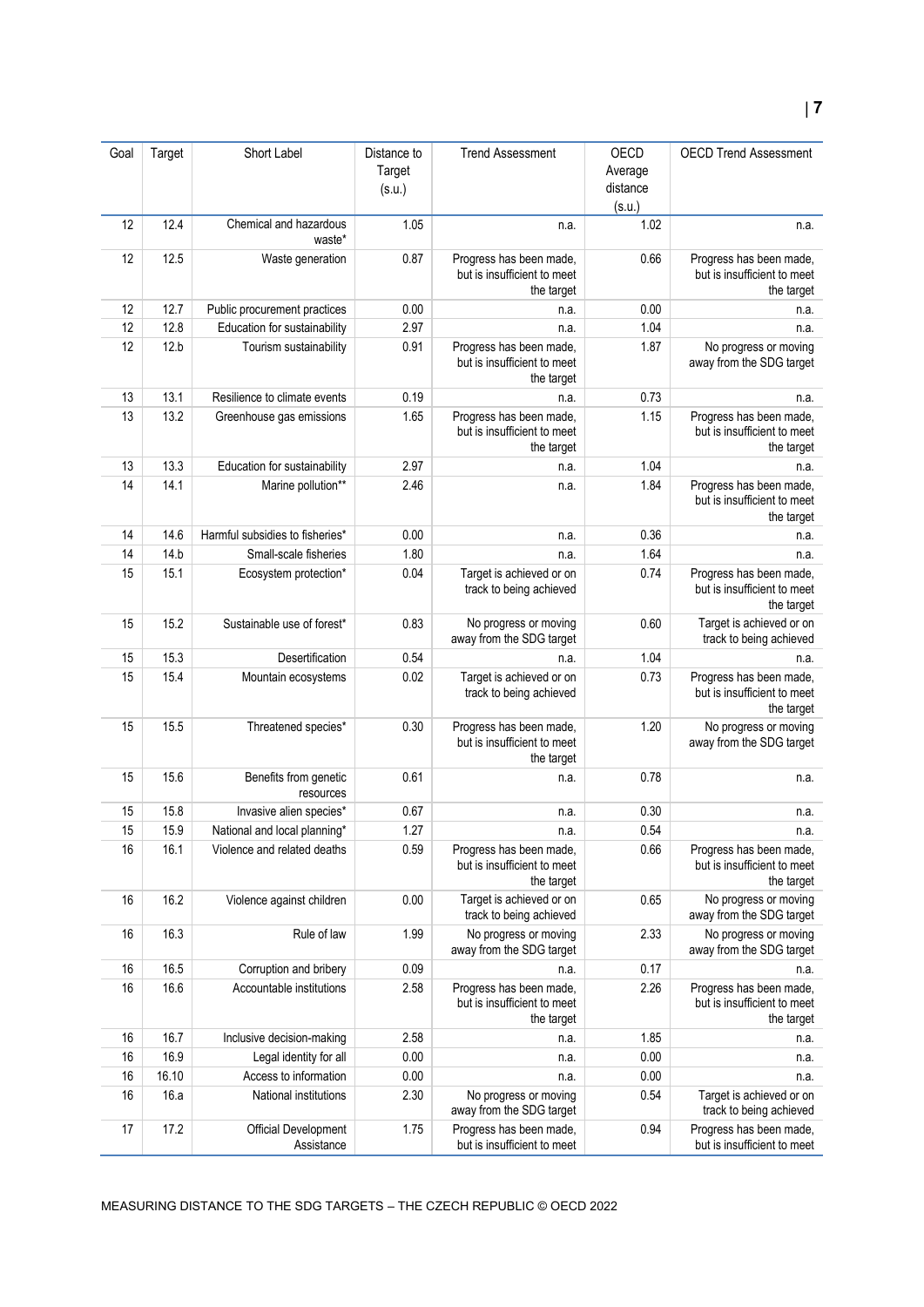| Goal | Target | Short Label | Distance to Target (s.u.) | Trend Assessment | OECD Average distance (s.u.) | OECD Trend Assessment |
|---|---|---|---|---|---|---|
| 12 | 12.4 | Chemical and hazardous waste* | 1.05 | n.a. | 1.02 | n.a. |
| 12 | 12.5 | Waste generation | 0.87 | Progress has been made, but is insufficient to meet the target | 0.66 | Progress has been made, but is insufficient to meet the target |
| 12 | 12.7 | Public procurement practices | 0.00 | n.a. | 0.00 | n.a. |
| 12 | 12.8 | Education for sustainability | 2.97 | n.a. | 1.04 | n.a. |
| 12 | 12.b | Tourism sustainability | 0.91 | Progress has been made, but is insufficient to meet the target | 1.87 | No progress or moving away from the SDG target |
| 13 | 13.1 | Resilience to climate events | 0.19 | n.a. | 0.73 | n.a. |
| 13 | 13.2 | Greenhouse gas emissions | 1.65 | Progress has been made, but is insufficient to meet the target | 1.15 | Progress has been made, but is insufficient to meet the target |
| 13 | 13.3 | Education for sustainability | 2.97 | n.a. | 1.04 | n.a. |
| 14 | 14.1 | Marine pollution** | 2.46 | n.a. | 1.84 | Progress has been made, but is insufficient to meet the target |
| 14 | 14.6 | Harmful subsidies to fisheries* | 0.00 | n.a. | 0.36 | n.a. |
| 14 | 14.b | Small-scale fisheries | 1.80 | n.a. | 1.64 | n.a. |
| 15 | 15.1 | Ecosystem protection* | 0.04 | Target is achieved or on track to being achieved | 0.74 | Progress has been made, but is insufficient to meet the target |
| 15 | 15.2 | Sustainable use of forest* | 0.83 | No progress or moving away from the SDG target | 0.60 | Target is achieved or on track to being achieved |
| 15 | 15.3 | Desertification | 0.54 | n.a. | 1.04 | n.a. |
| 15 | 15.4 | Mountain ecosystems | 0.02 | Target is achieved or on track to being achieved | 0.73 | Progress has been made, but is insufficient to meet the target |
| 15 | 15.5 | Threatened species* | 0.30 | Progress has been made, but is insufficient to meet the target | 1.20 | No progress or moving away from the SDG target |
| 15 | 15.6 | Benefits from genetic resources | 0.61 | n.a. | 0.78 | n.a. |
| 15 | 15.8 | Invasive alien species* | 0.67 | n.a. | 0.30 | n.a. |
| 15 | 15.9 | National and local planning* | 1.27 | n.a. | 0.54 | n.a. |
| 16 | 16.1 | Violence and related deaths | 0.59 | Progress has been made, but is insufficient to meet the target | 0.66 | Progress has been made, but is insufficient to meet the target |
| 16 | 16.2 | Violence against children | 0.00 | Target is achieved or on track to being achieved | 0.65 | No progress or moving away from the SDG target |
| 16 | 16.3 | Rule of law | 1.99 | No progress or moving away from the SDG target | 2.33 | No progress or moving away from the SDG target |
| 16 | 16.5 | Corruption and bribery | 0.09 | n.a. | 0.17 | n.a. |
| 16 | 16.6 | Accountable institutions | 2.58 | Progress has been made, but is insufficient to meet the target | 2.26 | Progress has been made, but is insufficient to meet the target |
| 16 | 16.7 | Inclusive decision-making | 2.58 | n.a. | 1.85 | n.a. |
| 16 | 16.9 | Legal identity for all | 0.00 | n.a. | 0.00 | n.a. |
| 16 | 16.10 | Access to information | 0.00 | n.a. | 0.00 | n.a. |
| 16 | 16.a | National institutions | 2.30 | No progress or moving away from the SDG target | 0.54 | Target is achieved or on track to being achieved |
| 17 | 17.2 | Official Development Assistance | 1.75 | Progress has been made, but is insufficient to meet | 0.94 | Progress has been made, but is insufficient to meet |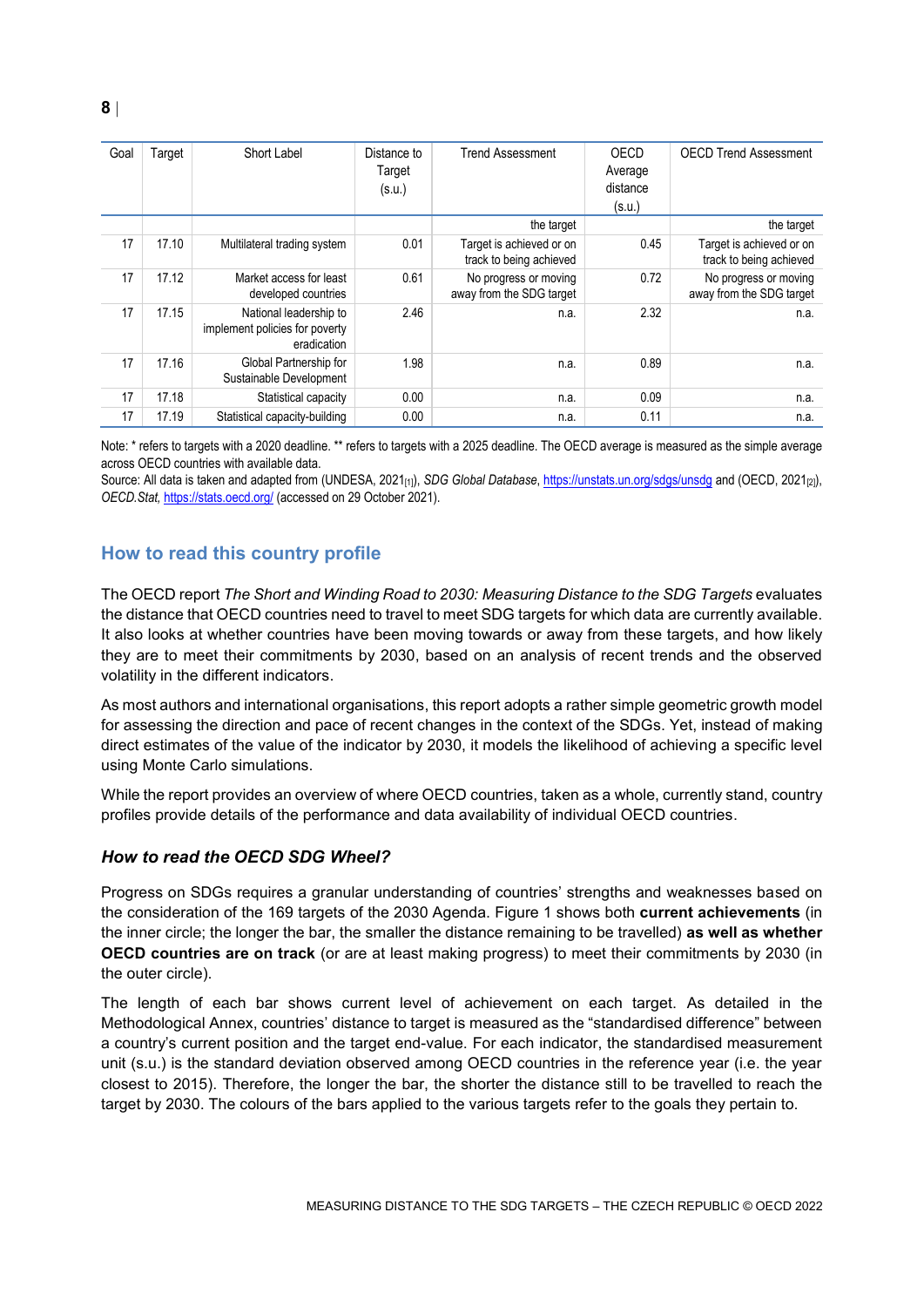| Goal | Target | Short Label | Distance to Target (s.u.) | Trend Assessment | OECD Average distance (s.u.) | OECD Trend Assessment |
|---|---|---|---|---|---|---|
| | | | | the target | | the target |
| 17 | 17.10 | Multilateral trading system | 0.01 | Target is achieved or on track to being achieved | 0.45 | Target is achieved or on track to being achieved |
| 17 | 17.12 | Market access for least developed countries | 0.61 | No progress or moving away from the SDG target | 0.72 | No progress or moving away from the SDG target |
| 17 | 17.15 | National leadership to implement policies for poverty eradication | 2.46 | n.a. | 2.32 | n.a. |
| 17 | 17.16 | Global Partnership for Sustainable Development | 1.98 | n.a. | 0.89 | n.a. |
| 17 | 17.18 | Statistical capacity | 0.00 | n.a. | 0.09 | n.a. |
| 17 | 17.19 | Statistical capacity-building | 0.00 | n.a. | 0.11 | n.a. |

Note: * refers to targets with a 2020 deadline. ** refers to targets with a 2025 deadline. The OECD average is measured as the simple average across OECD countries with available data.

Source: All data is taken and adapted from (UNDESA, 2021[1]), *SDG Global Database*, https://unstats.un.org/sdgs/unsdg and (OECD, 2021[2]), *OECD.Stat,* https://stats.oecd.org/ (accessed on 29 October 2021).

## How to read this country profile

The OECD report *The Short and Winding Road to 2030: Measuring Distance to the SDG Targets* evaluates the distance that OECD countries need to travel to meet SDG targets for which data are currently available. It also looks at whether countries have been moving towards or away from these targets, and how likely they are to meet their commitments by 2030, based on an analysis of recent trends and the observed volatility in the different indicators.

As most authors and international organisations, this report adopts a rather simple geometric growth model for assessing the direction and pace of recent changes in the context of the SDGs. Yet, instead of making direct estimates of the value of the indicator by 2030, it models the likelihood of achieving a specific level using Monte Carlo simulations.

While the report provides an overview of where OECD countries, taken as a whole, currently stand, country profiles provide details of the performance and data availability of individual OECD countries.

### *How to read the OECD SDG Wheel?*

Progress on SDGs requires a granular understanding of countries' strengths and weaknesses based on the consideration of the 169 targets of the 2030 Agenda. Figure 1 shows both **current achievements** (in the inner circle; the longer the bar, the smaller the distance remaining to be travelled) **as well as whether OECD countries are on track** (or are at least making progress) to meet their commitments by 2030 (in the outer circle).

The length of each bar shows current level of achievement on each target. As detailed in the Methodological Annex, countries' distance to target is measured as the "standardised difference" between a country's current position and the target end-value. For each indicator, the standardised measurement unit (s.u.) is the standard deviation observed among OECD countries in the reference year (i.e. the year closest to 2015). Therefore, the longer the bar, the shorter the distance still to be travelled to reach the target by 2030. The colours of the bars applied to the various targets refer to the goals they pertain to.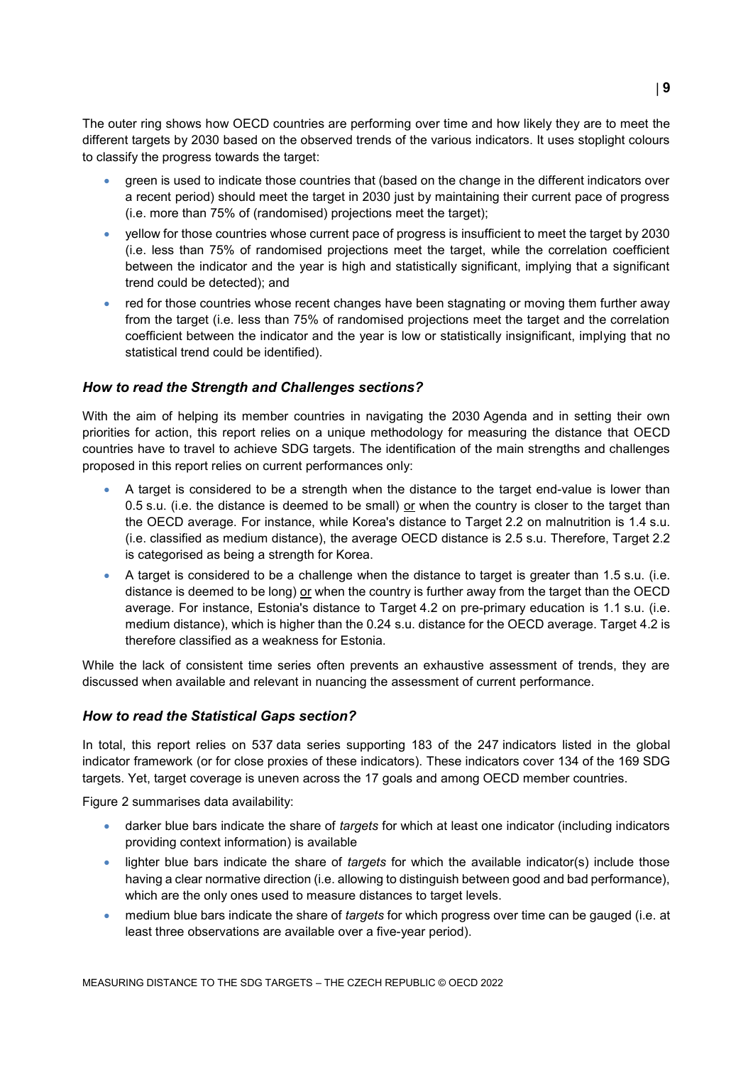The outer ring shows how OECD countries are performing over time and how likely they are to meet the different targets by 2030 based on the observed trends of the various indicators. It uses stoplight colours to classify the progress towards the target:

- green is used to indicate those countries that (based on the change in the different indicators over a recent period) should meet the target in 2030 just by maintaining their current pace of progress (i.e. more than 75% of (randomised) projections meet the target);
- yellow for those countries whose current pace of progress is insufficient to meet the target by 2030 (i.e. less than 75% of randomised projections meet the target, while the correlation coefficient between the indicator and the year is high and statistically significant, implying that a significant trend could be detected); and
- red for those countries whose recent changes have been stagnating or moving them further away from the target (i.e. less than 75% of randomised projections meet the target and the correlation coefficient between the indicator and the year is low or statistically insignificant, implying that no statistical trend could be identified).

### *How to read the Strength and Challenges sections?*

With the aim of helping its member countries in navigating the 2030 Agenda and in setting their own priorities for action, this report relies on a unique methodology for measuring the distance that OECD countries have to travel to achieve SDG targets. The identification of the main strengths and challenges proposed in this report relies on current performances only:

- A target is considered to be a strength when the distance to the target end-value is lower than 0.5 s.u. (i.e. the distance is deemed to be small) or when the country is closer to the target than the OECD average. For instance, while Korea's distance to Target 2.2 on malnutrition is 1.4 s.u. (i.e. classified as medium distance), the average OECD distance is 2.5 s.u. Therefore, Target 2.2 is categorised as being a strength for Korea.
- A target is considered to be a challenge when the distance to target is greater than 1.5 s.u. (i.e. distance is deemed to be long) or when the country is further away from the target than the OECD average. For instance, Estonia's distance to Target 4.2 on pre-primary education is 1.1 s.u. (i.e. medium distance), which is higher than the 0.24 s.u. distance for the OECD average. Target 4.2 is therefore classified as a weakness for Estonia.

While the lack of consistent time series often prevents an exhaustive assessment of trends, they are discussed when available and relevant in nuancing the assessment of current performance.

### *How to read the Statistical Gaps section?*

In total, this report relies on 537 data series supporting 183 of the 247 indicators listed in the global indicator framework (or for close proxies of these indicators). These indicators cover 134 of the 169 SDG targets. Yet, target coverage is uneven across the 17 goals and among OECD member countries.

Figure 2 summarises data availability:

- darker blue bars indicate the share of *targets* for which at least one indicator (including indicators providing context information) is available
- lighter blue bars indicate the share of *targets* for which the available indicator(s) include those having a clear normative direction (i.e. allowing to distinguish between good and bad performance), which are the only ones used to measure distances to target levels.
- medium blue bars indicate the share of *targets* for which progress over time can be gauged (i.e. at least three observations are available over a five-year period).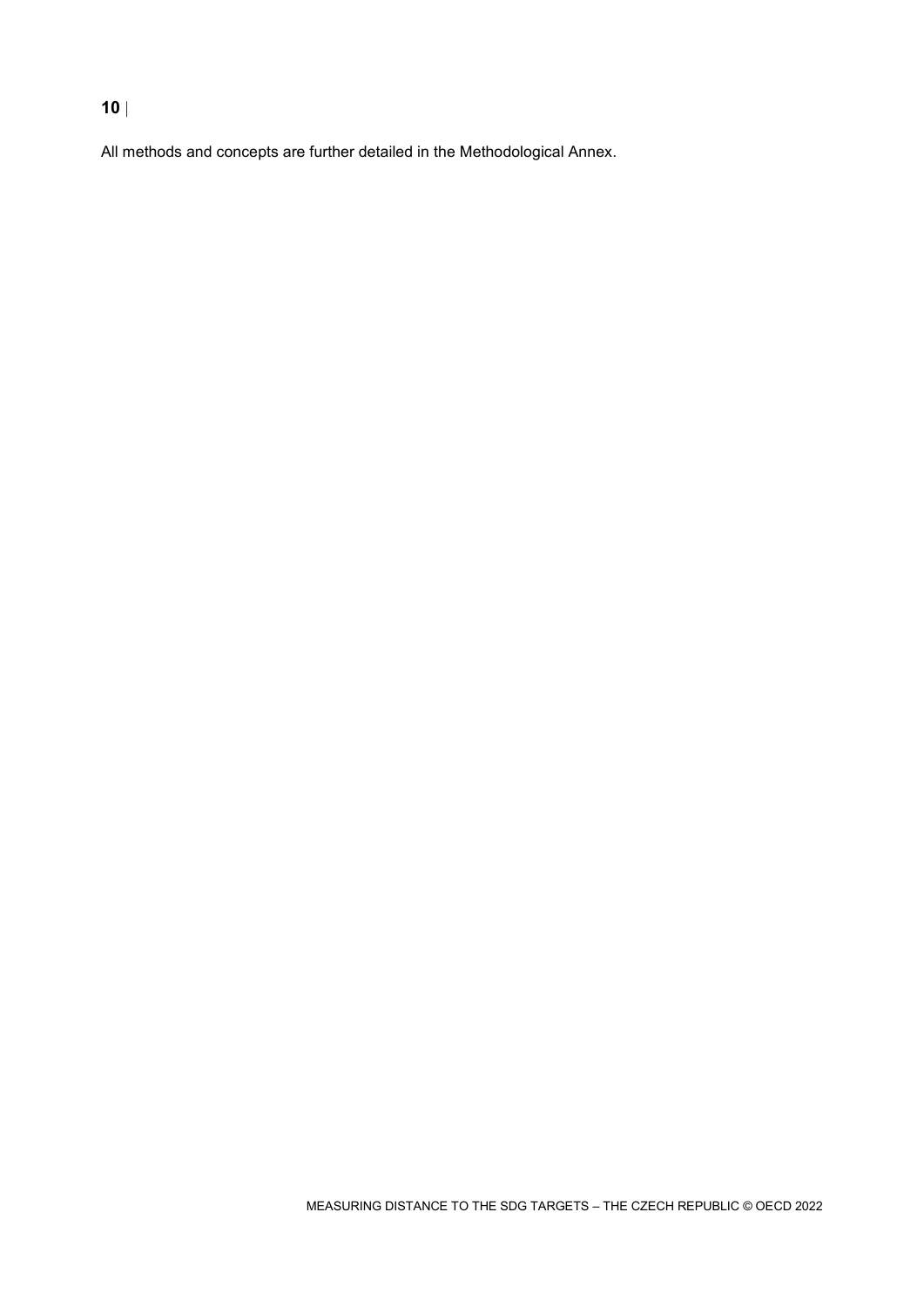All methods and concepts are further detailed in the Methodological Annex.